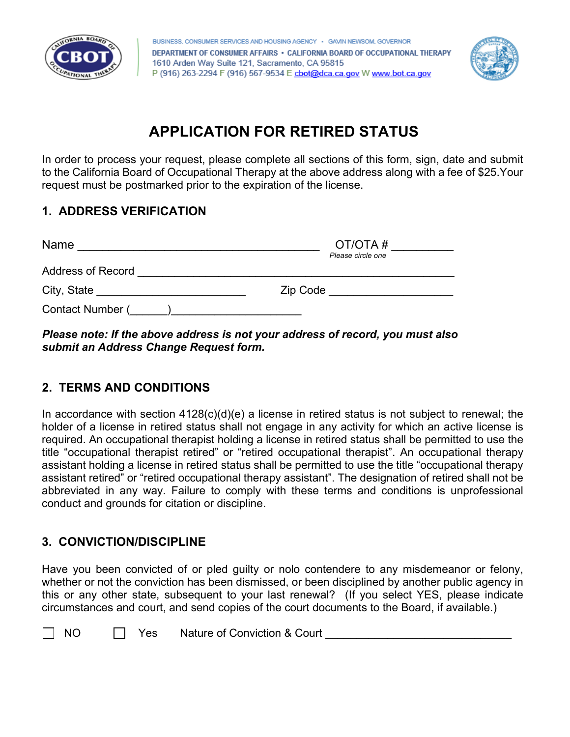BUSINESS, CONSUMER SERVICES AND HOUSING AGENCY • GAVIN NEWSOM, GOVERNOR

DEPARTMENT OF CONSUMER AFFAIRS • CALIFORNIA BOARD OF OCCUPATIONAL THERAPY
1610 Arden Way Suite 121, Sacramento, CA 95815
P (916) 263-2294 F (916) 567-9534 E cbot@dca.ca.gov W www.bot.ca.gov

# APPLICATION FOR RETIRED STATUS

In order to process your request, please complete all sections of this form, sign, date and submit to the California Board of Occupational Therapy at the above address along with a fee of $25.Your request must be postmarked prior to the expiration of the license.

## 1. ADDRESS VERIFICATION

Name ______________________________________ OT/OTA # _________
*Please circle one*

Address of Record __________________________________________________

City, State ________________________ Zip Code ____________________

Contact Number (______)_____________________

***Please note: If the above address is not your address of record, you must also submit an Address Change Request form.***

## 2. TERMS AND CONDITIONS

In accordance with section 4128(c)(d)(e) a license in retired status is not subject to renewal; the holder of a license in retired status shall not engage in any activity for which an active license is required. An occupational therapist holding a license in retired status shall be permitted to use the title "occupational therapist retired" or "retired occupational therapist". An occupational therapy assistant holding a license in retired status shall be permitted to use the title "occupational therapy assistant retired" or "retired occupational therapy assistant". The designation of retired shall not be abbreviated in any way. Failure to comply with these terms and conditions is unprofessional conduct and grounds for citation or discipline.

## 3. CONVICTION/DISCIPLINE

Have you been convicted of or pled guilty or nolo contendere to any misdemeanor or felony, whether or not the conviction has been dismissed, or been disciplined by another public agency in this or any other state, subsequent to your last renewal? (If you select YES, please indicate circumstances and court, and send copies of the court documents to the Board, if available.)

☐ NO ☐ Yes Nature of Conviction & Court ______________________________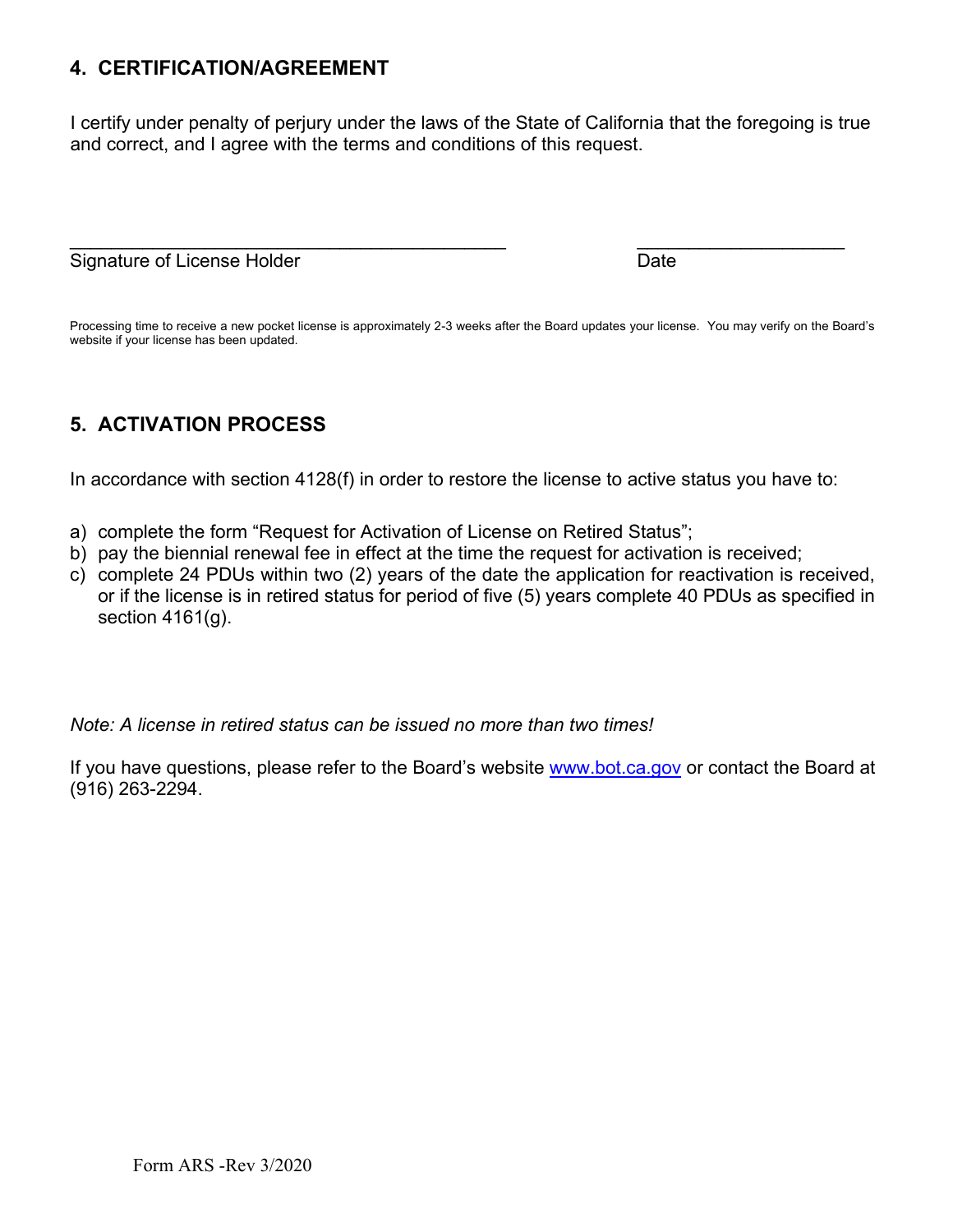## 4. CERTIFICATION/AGREEMENT

I certify under penalty of perjury under the laws of the State of California that the foregoing is true and correct, and I agree with the terms and conditions of this request.

_____________________________________________ _____________________

Signature of License Holder Date

Processing time to receive a new pocket license is approximately 2-3 weeks after the Board updates your license. You may verify on the Board's website if your license has been updated.

## 5. ACTIVATION PROCESS

In accordance with section 4128(f) in order to restore the license to active status you have to:

a) complete the form "Request for Activation of License on Retired Status";
b) pay the biennial renewal fee in effect at the time the request for activation is received;
c) complete 24 PDUs within two (2) years of the date the application for reactivation is received, or if the license is in retired status for period of five (5) years complete 40 PDUs as specified in section 4161(g).

*Note: A license in retired status can be issued no more than two times!*

If you have questions, please refer to the Board's website [www.bot.ca.gov](http://www.bot.ca.gov) or contact the Board at (916) 263-2294.

Form ARS -Rev 3/2020